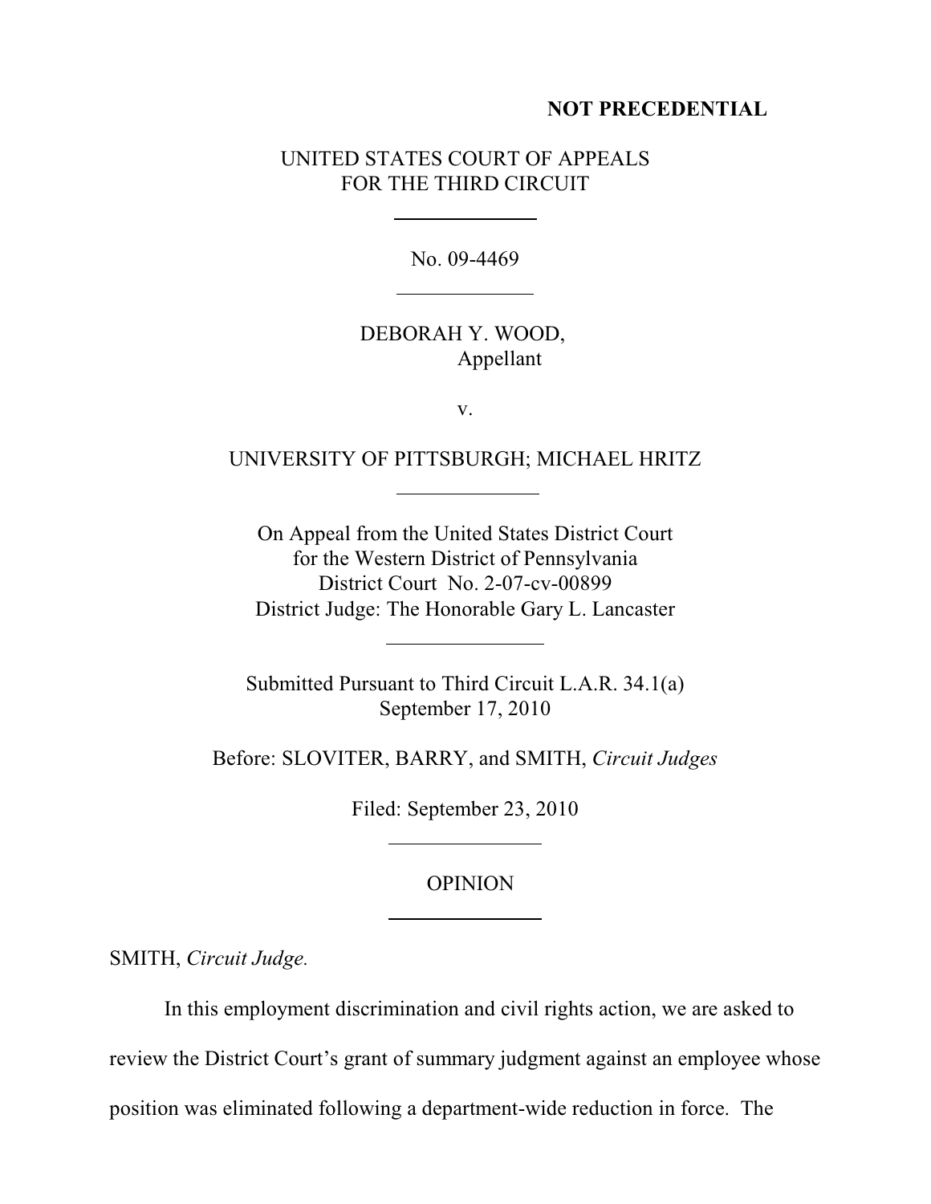**NOT PRECEDENTIAL**

UNITED STATES COURT OF APPEALS
FOR THE THIRD CIRCUIT

No. 09-4469

DEBORAH Y. WOOD,
Appellant

v.

UNIVERSITY OF PITTSBURGH; MICHAEL HRITZ

On Appeal from the United States District Court
for the Western District of Pennsylvania
District Court No. 2-07-cv-00899
District Judge: The Honorable Gary L. Lancaster

Submitted Pursuant to Third Circuit L.A.R. 34.1(a)
September 17, 2010

Before: SLOVITER, BARRY, and SMITH, *Circuit Judges*

Filed: September 23, 2010

OPINION

SMITH, *Circuit Judge.*

In this employment discrimination and civil rights action, we are asked to review the District Court's grant of summary judgment against an employee whose position was eliminated following a department-wide reduction in force. The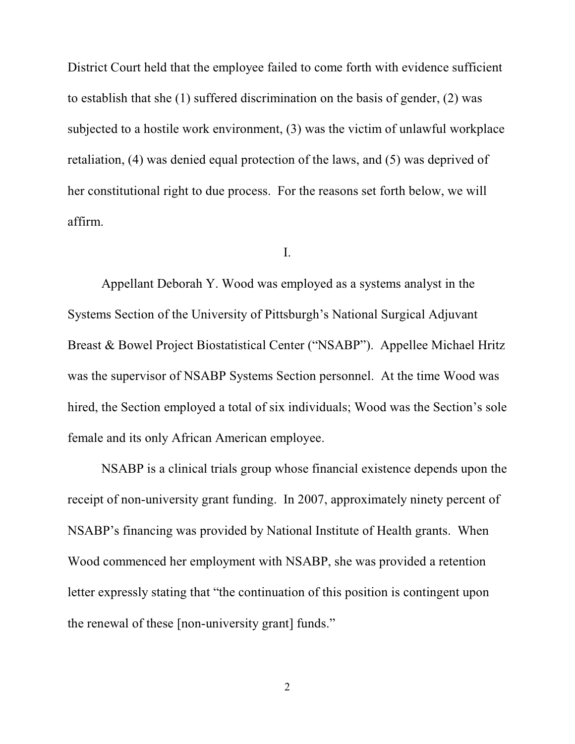District Court held that the employee failed to come forth with evidence sufficient to establish that she (1) suffered discrimination on the basis of gender, (2) was subjected to a hostile work environment, (3) was the victim of unlawful workplace retaliation, (4) was denied equal protection of the laws, and (5) was deprived of her constitutional right to due process. For the reasons set forth below, we will affirm.

I.

Appellant Deborah Y. Wood was employed as a systems analyst in the Systems Section of the University of Pittsburgh's National Surgical Adjuvant Breast & Bowel Project Biostatistical Center ("NSABP"). Appellee Michael Hritz was the supervisor of NSABP Systems Section personnel. At the time Wood was hired, the Section employed a total of six individuals; Wood was the Section's sole female and its only African American employee.

NSABP is a clinical trials group whose financial existence depends upon the receipt of non-university grant funding. In 2007, approximately ninety percent of NSABP's financing was provided by National Institute of Health grants. When Wood commenced her employment with NSABP, she was provided a retention letter expressly stating that "the continuation of this position is contingent upon the renewal of these [non-university grant] funds."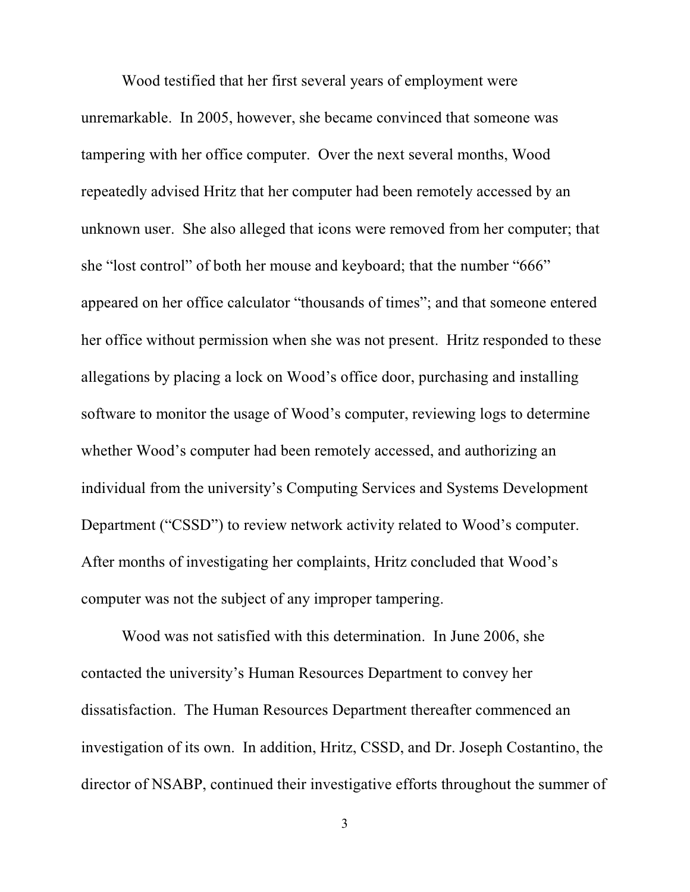Wood testified that her first several years of employment were unremarkable. In 2005, however, she became convinced that someone was tampering with her office computer. Over the next several months, Wood repeatedly advised Hritz that her computer had been remotely accessed by an unknown user. She also alleged that icons were removed from her computer; that she "lost control" of both her mouse and keyboard; that the number "666" appeared on her office calculator "thousands of times"; and that someone entered her office without permission when she was not present. Hritz responded to these allegations by placing a lock on Wood's office door, purchasing and installing software to monitor the usage of Wood's computer, reviewing logs to determine whether Wood's computer had been remotely accessed, and authorizing an individual from the university's Computing Services and Systems Development Department ("CSSD") to review network activity related to Wood's computer. After months of investigating her complaints, Hritz concluded that Wood's computer was not the subject of any improper tampering.

Wood was not satisfied with this determination. In June 2006, she contacted the university's Human Resources Department to convey her dissatisfaction. The Human Resources Department thereafter commenced an investigation of its own. In addition, Hritz, CSSD, and Dr. Joseph Costantino, the director of NSABP, continued their investigative efforts throughout the summer of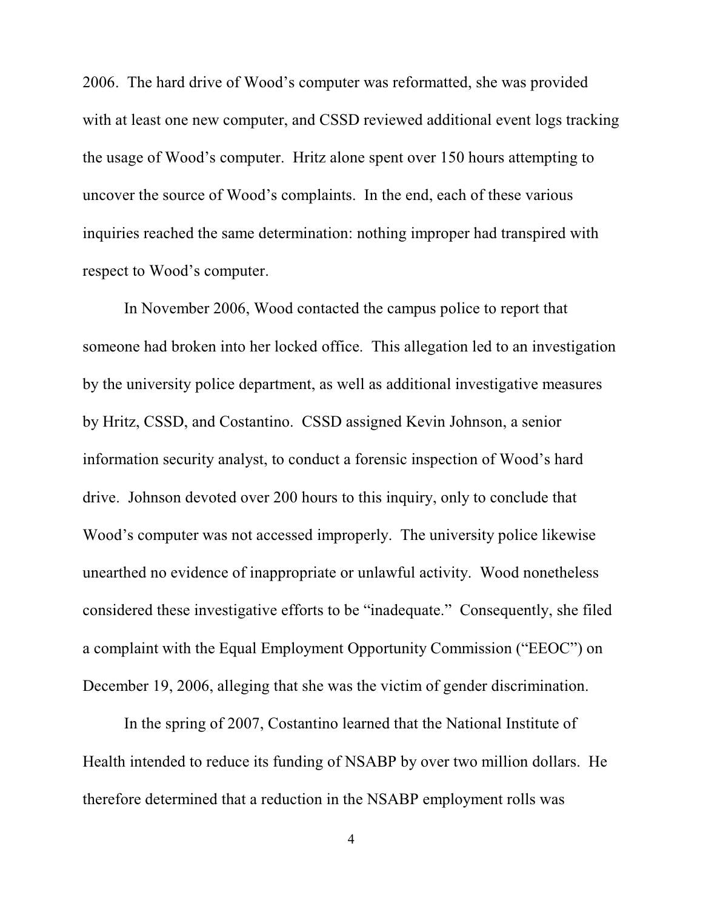2006. The hard drive of Wood's computer was reformatted, she was provided with at least one new computer, and CSSD reviewed additional event logs tracking the usage of Wood's computer. Hritz alone spent over 150 hours attempting to uncover the source of Wood's complaints. In the end, each of these various inquiries reached the same determination: nothing improper had transpired with respect to Wood's computer.

In November 2006, Wood contacted the campus police to report that someone had broken into her locked office. This allegation led to an investigation by the university police department, as well as additional investigative measures by Hritz, CSSD, and Costantino. CSSD assigned Kevin Johnson, a senior information security analyst, to conduct a forensic inspection of Wood's hard drive. Johnson devoted over 200 hours to this inquiry, only to conclude that Wood's computer was not accessed improperly. The university police likewise unearthed no evidence of inappropriate or unlawful activity. Wood nonetheless considered these investigative efforts to be "inadequate." Consequently, she filed a complaint with the Equal Employment Opportunity Commission ("EEOC") on December 19, 2006, alleging that she was the victim of gender discrimination.

In the spring of 2007, Costantino learned that the National Institute of Health intended to reduce its funding of NSABP by over two million dollars. He therefore determined that a reduction in the NSABP employment rolls was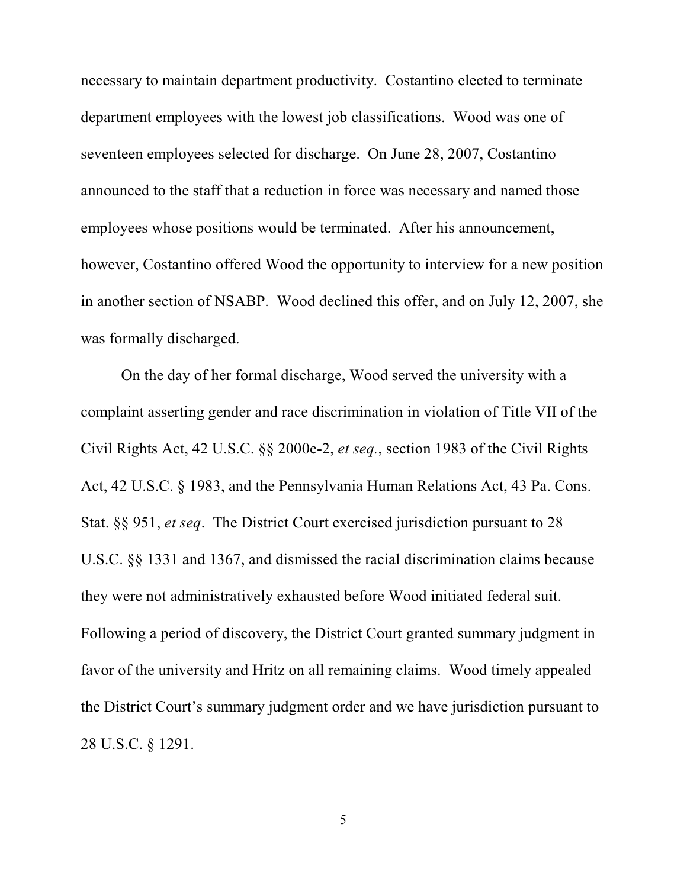necessary to maintain department productivity. Costantino elected to terminate department employees with the lowest job classifications. Wood was one of seventeen employees selected for discharge. On June 28, 2007, Costantino announced to the staff that a reduction in force was necessary and named those employees whose positions would be terminated. After his announcement, however, Costantino offered Wood the opportunity to interview for a new position in another section of NSABP. Wood declined this offer, and on July 12, 2007, she was formally discharged.

On the day of her formal discharge, Wood served the university with a complaint asserting gender and race discrimination in violation of Title VII of the Civil Rights Act, 42 U.S.C. §§ 2000e-2, *et seq.*, section 1983 of the Civil Rights Act, 42 U.S.C. § 1983, and the Pennsylvania Human Relations Act, 43 Pa. Cons. Stat. §§ 951, *et seq*. The District Court exercised jurisdiction pursuant to 28 U.S.C. §§ 1331 and 1367, and dismissed the racial discrimination claims because they were not administratively exhausted before Wood initiated federal suit. Following a period of discovery, the District Court granted summary judgment in favor of the university and Hritz on all remaining claims. Wood timely appealed the District Court's summary judgment order and we have jurisdiction pursuant to 28 U.S.C. § 1291.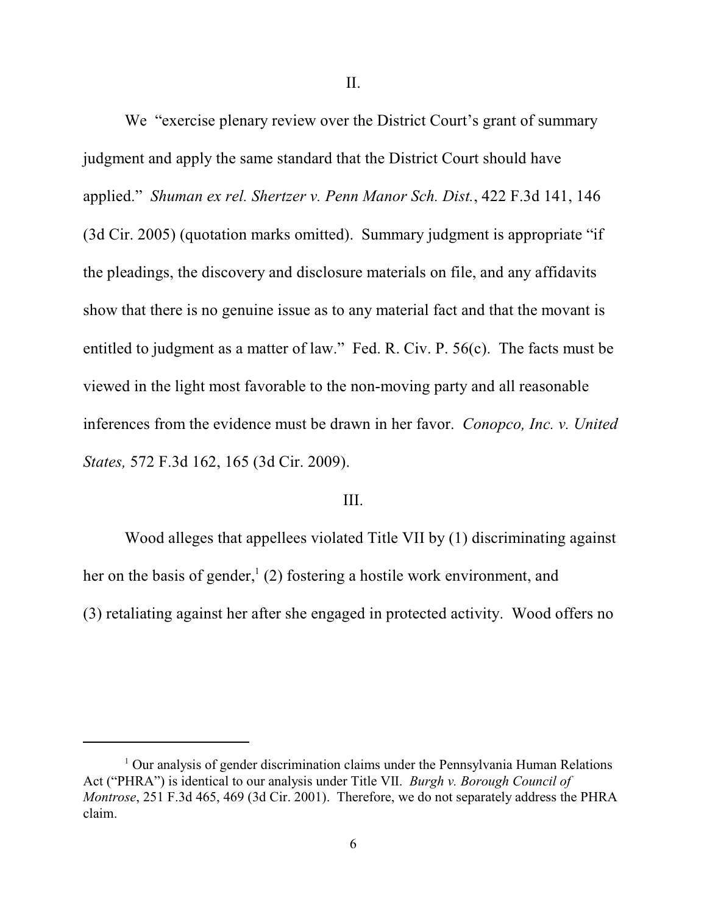## II.

We "exercise plenary review over the District Court's grant of summary judgment and apply the same standard that the District Court should have applied." *Shuman ex rel. Shertzer v. Penn Manor Sch. Dist.*, 422 F.3d 141, 146 (3d Cir. 2005) (quotation marks omitted). Summary judgment is appropriate "if the pleadings, the discovery and disclosure materials on file, and any affidavits show that there is no genuine issue as to any material fact and that the movant is entitled to judgment as a matter of law." Fed. R. Civ. P. 56(c). The facts must be viewed in the light most favorable to the non-moving party and all reasonable inferences from the evidence must be drawn in her favor. *Conopco, Inc. v. United States,* 572 F.3d 162, 165 (3d Cir. 2009).

## III.

Wood alleges that appellees violated Title VII by (1) discriminating against her on the basis of gender,[1] (2) fostering a hostile work environment, and (3) retaliating against her after she engaged in protected activity. Wood offers no

---

[1] Our analysis of gender discrimination claims under the Pennsylvania Human Relations Act ("PHRA") is identical to our analysis under Title VII. *Burgh v. Borough Council of Montrose*, 251 F.3d 465, 469 (3d Cir. 2001). Therefore, we do not separately address the PHRA claim.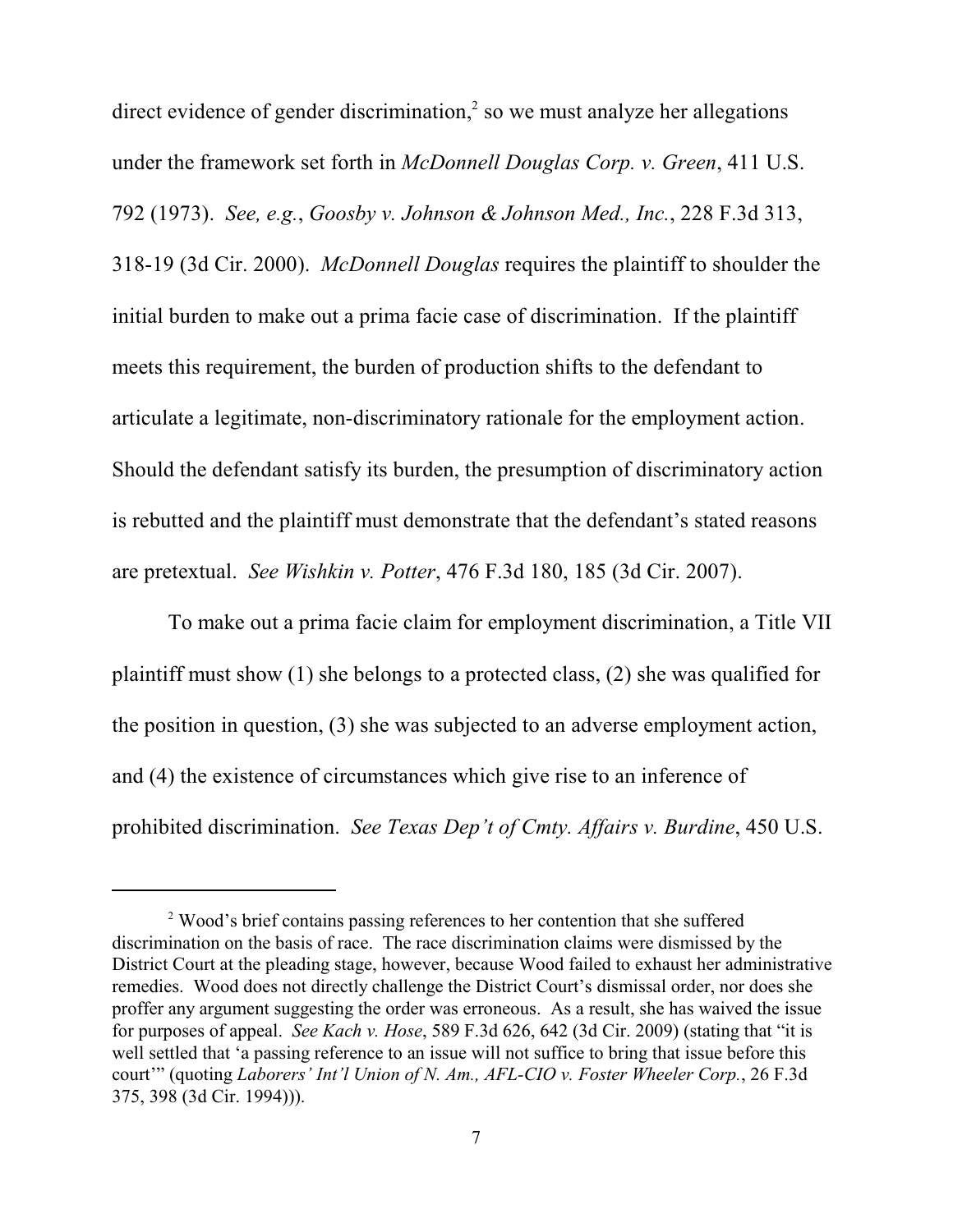direct evidence of gender discrimination,[2] so we must analyze her allegations under the framework set forth in *McDonnell Douglas Corp. v. Green*, 411 U.S. 792 (1973). *See, e.g.*, *Goosby v. Johnson & Johnson Med., Inc.*, 228 F.3d 313, 318-19 (3d Cir. 2000). *McDonnell Douglas* requires the plaintiff to shoulder the initial burden to make out a prima facie case of discrimination. If the plaintiff meets this requirement, the burden of production shifts to the defendant to articulate a legitimate, non-discriminatory rationale for the employment action. Should the defendant satisfy its burden, the presumption of discriminatory action is rebutted and the plaintiff must demonstrate that the defendant's stated reasons are pretextual. *See Wishkin v. Potter*, 476 F.3d 180, 185 (3d Cir. 2007).

To make out a prima facie claim for employment discrimination, a Title VII plaintiff must show (1) she belongs to a protected class, (2) she was qualified for the position in question, (3) she was subjected to an adverse employment action, and (4) the existence of circumstances which give rise to an inference of prohibited discrimination. *See Texas Dep't of Cmty. Affairs v. Burdine*, 450 U.S.

---

[2] Wood's brief contains passing references to her contention that she suffered discrimination on the basis of race. The race discrimination claims were dismissed by the District Court at the pleading stage, however, because Wood failed to exhaust her administrative remedies. Wood does not directly challenge the District Court's dismissal order, nor does she proffer any argument suggesting the order was erroneous. As a result, she has waived the issue for purposes of appeal. *See Kach v. Hose*, 589 F.3d 626, 642 (3d Cir. 2009) (stating that "it is well settled that 'a passing reference to an issue will not suffice to bring that issue before this court'" (quoting *Laborers' Int'l Union of N. Am., AFL-CIO v. Foster Wheeler Corp.*, 26 F.3d 375, 398 (3d Cir. 1994))).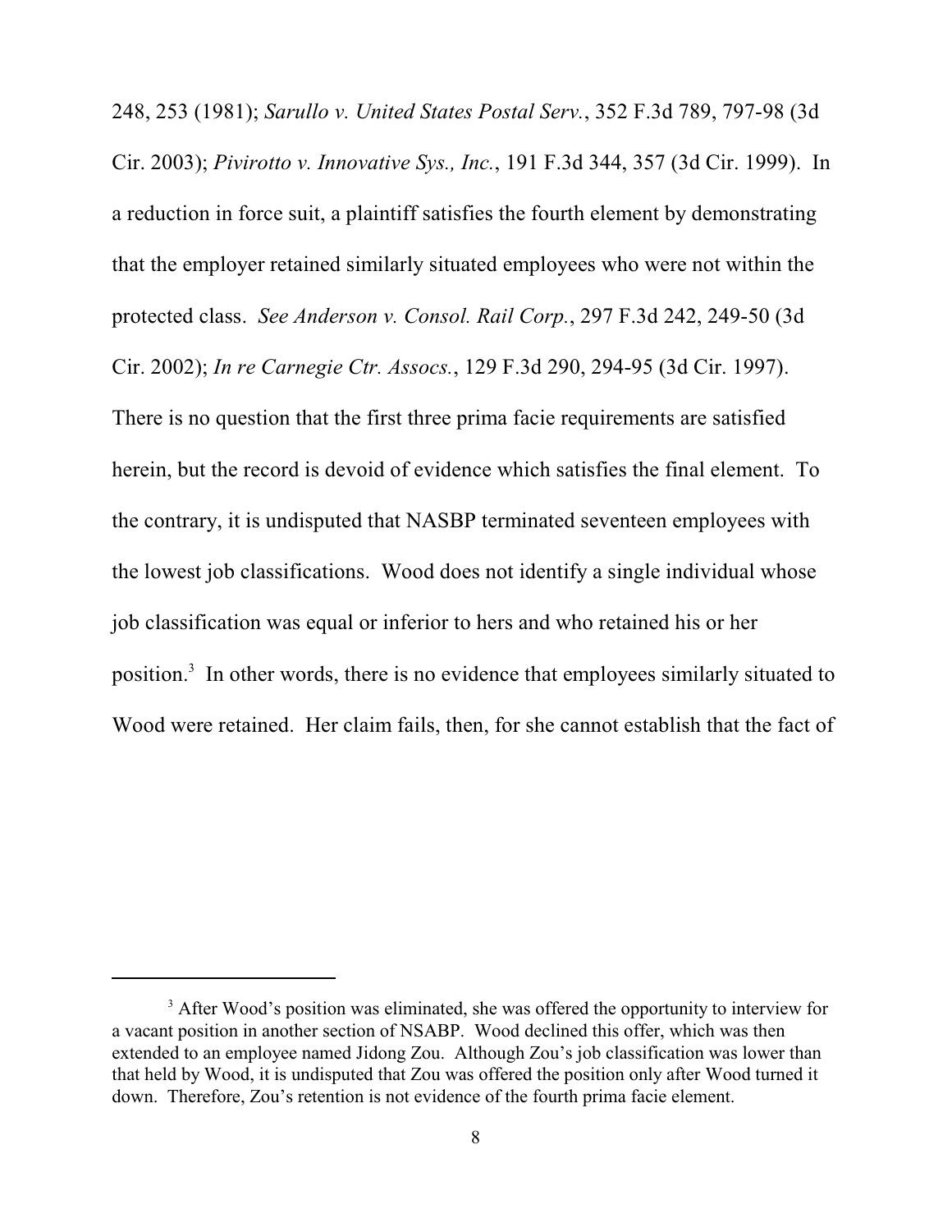248, 253 (1981); *Sarullo v. United States Postal Serv.*, 352 F.3d 789, 797-98 (3d Cir. 2003); *Pivirotto v. Innovative Sys., Inc.*, 191 F.3d 344, 357 (3d Cir. 1999). In a reduction in force suit, a plaintiff satisfies the fourth element by demonstrating that the employer retained similarly situated employees who were not within the protected class. *See Anderson v. Consol. Rail Corp.*, 297 F.3d 242, 249-50 (3d Cir. 2002); *In re Carnegie Ctr. Assocs.*, 129 F.3d 290, 294-95 (3d Cir. 1997). There is no question that the first three prima facie requirements are satisfied herein, but the record is devoid of evidence which satisfies the final element. To the contrary, it is undisputed that NASBP terminated seventeen employees with the lowest job classifications. Wood does not identify a single individual whose job classification was equal or inferior to hers and who retained his or her position.[3] In other words, there is no evidence that employees similarly situated to Wood were retained. Her claim fails, then, for she cannot establish that the fact of

---

[3] After Wood's position was eliminated, she was offered the opportunity to interview for a vacant position in another section of NSABP. Wood declined this offer, which was then extended to an employee named Jidong Zou. Although Zou's job classification was lower than that held by Wood, it is undisputed that Zou was offered the position only after Wood turned it down. Therefore, Zou's retention is not evidence of the fourth prima facie element.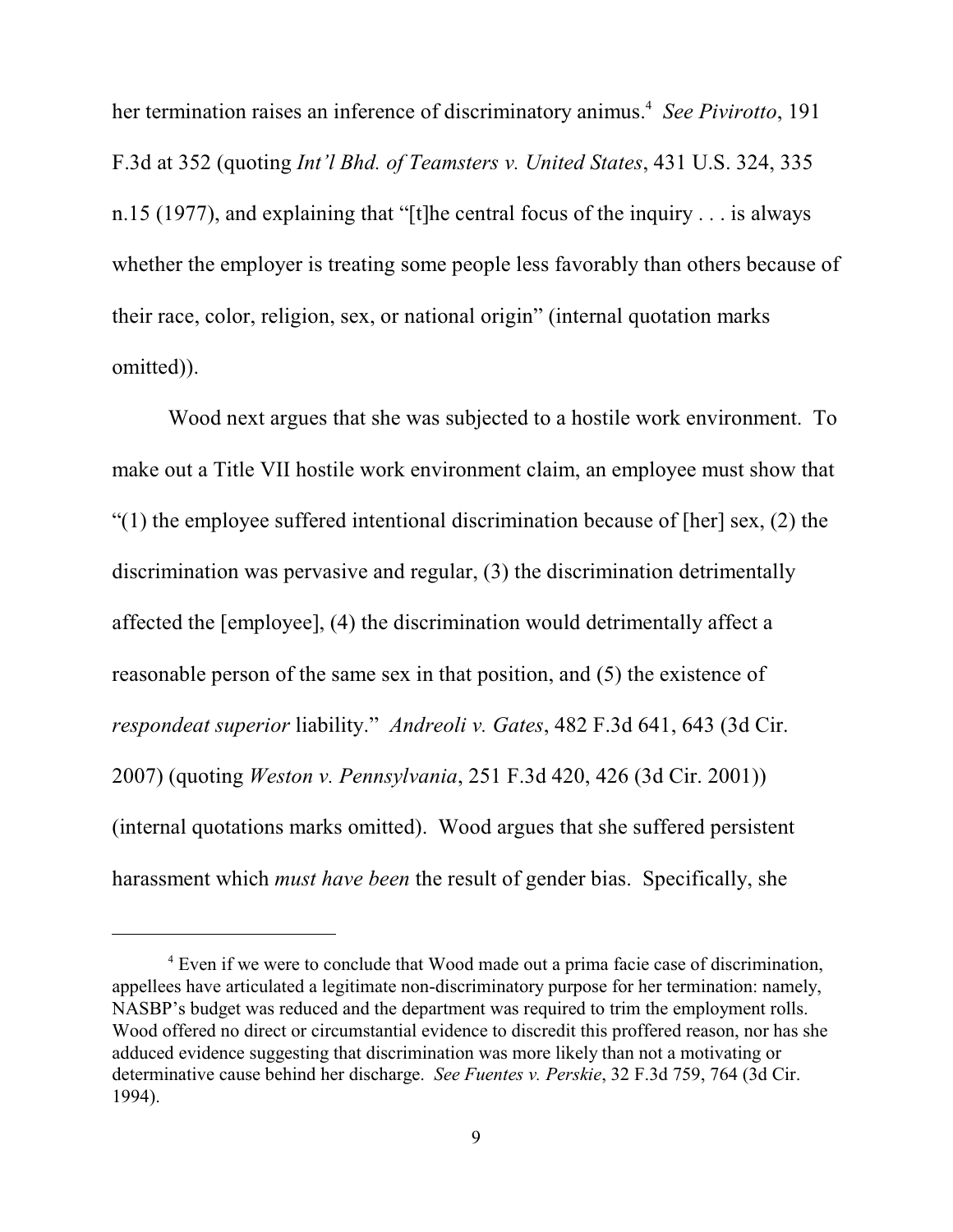her termination raises an inference of discriminatory animus.[4] *See Pivirotto*, 191 F.3d at 352 (quoting *Int'l Bhd. of Teamsters v. United States*, 431 U.S. 324, 335 n.15 (1977), and explaining that "[t]he central focus of the inquiry . . . is always whether the employer is treating some people less favorably than others because of their race, color, religion, sex, or national origin" (internal quotation marks omitted)).

Wood next argues that she was subjected to a hostile work environment. To make out a Title VII hostile work environment claim, an employee must show that "(1) the employee suffered intentional discrimination because of [her] sex, (2) the discrimination was pervasive and regular, (3) the discrimination detrimentally affected the [employee], (4) the discrimination would detrimentally affect a reasonable person of the same sex in that position, and (5) the existence of *respondeat superior* liability." *Andreoli v. Gates*, 482 F.3d 641, 643 (3d Cir. 2007) (quoting *Weston v. Pennsylvania*, 251 F.3d 420, 426 (3d Cir. 2001)) (internal quotations marks omitted). Wood argues that she suffered persistent harassment which *must have been* the result of gender bias. Specifically, she

---

[4] Even if we were to conclude that Wood made out a prima facie case of discrimination, appellees have articulated a legitimate non-discriminatory purpose for her termination: namely, NASBP's budget was reduced and the department was required to trim the employment rolls. Wood offered no direct or circumstantial evidence to discredit this proffered reason, nor has she adduced evidence suggesting that discrimination was more likely than not a motivating or determinative cause behind her discharge. *See Fuentes v. Perskie*, 32 F.3d 759, 764 (3d Cir. 1994).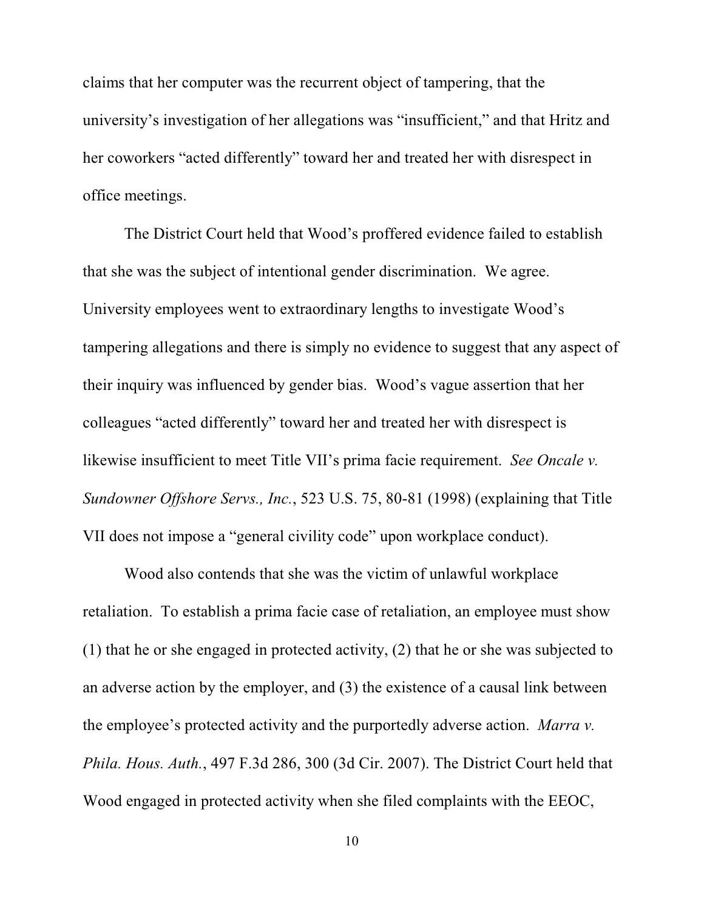claims that her computer was the recurrent object of tampering, that the university's investigation of her allegations was "insufficient," and that Hritz and her coworkers "acted differently" toward her and treated her with disrespect in office meetings.

The District Court held that Wood's proffered evidence failed to establish that she was the subject of intentional gender discrimination. We agree. University employees went to extraordinary lengths to investigate Wood's tampering allegations and there is simply no evidence to suggest that any aspect of their inquiry was influenced by gender bias. Wood's vague assertion that her colleagues "acted differently" toward her and treated her with disrespect is likewise insufficient to meet Title VII's prima facie requirement. *See Oncale v. Sundowner Offshore Servs., Inc.*, 523 U.S. 75, 80-81 (1998) (explaining that Title VII does not impose a "general civility code" upon workplace conduct).

Wood also contends that she was the victim of unlawful workplace retaliation. To establish a prima facie case of retaliation, an employee must show (1) that he or she engaged in protected activity, (2) that he or she was subjected to an adverse action by the employer, and (3) the existence of a causal link between the employee's protected activity and the purportedly adverse action. *Marra v. Phila. Hous. Auth.*, 497 F.3d 286, 300 (3d Cir. 2007). The District Court held that Wood engaged in protected activity when she filed complaints with the EEOC,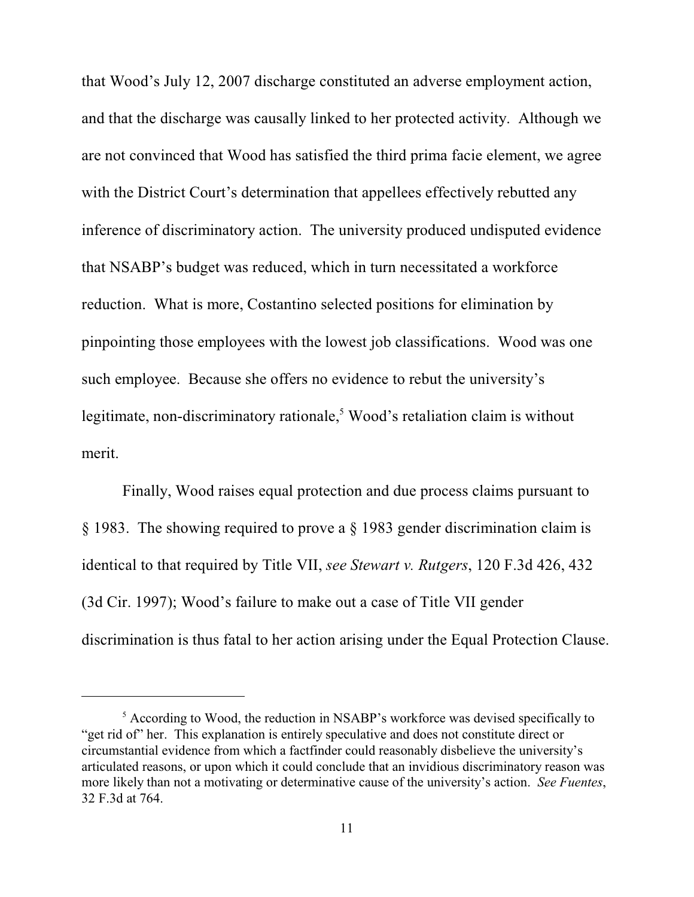that Wood's July 12, 2007 discharge constituted an adverse employment action, and that the discharge was causally linked to her protected activity. Although we are not convinced that Wood has satisfied the third prima facie element, we agree with the District Court's determination that appellees effectively rebutted any inference of discriminatory action. The university produced undisputed evidence that NSABP's budget was reduced, which in turn necessitated a workforce reduction. What is more, Costantino selected positions for elimination by pinpointing those employees with the lowest job classifications. Wood was one such employee. Because she offers no evidence to rebut the university's legitimate, non-discriminatory rationale,[5] Wood's retaliation claim is without merit.

Finally, Wood raises equal protection and due process claims pursuant to § 1983. The showing required to prove a § 1983 gender discrimination claim is identical to that required by Title VII, *see Stewart v. Rutgers*, 120 F.3d 426, 432 (3d Cir. 1997); Wood's failure to make out a case of Title VII gender discrimination is thus fatal to her action arising under the Equal Protection Clause.

---

[5] According to Wood, the reduction in NSABP's workforce was devised specifically to "get rid of" her. This explanation is entirely speculative and does not constitute direct or circumstantial evidence from which a factfinder could reasonably disbelieve the university's articulated reasons, or upon which it could conclude that an invidious discriminatory reason was more likely than not a motivating or determinative cause of the university's action. *See Fuentes*, 32 F.3d at 764.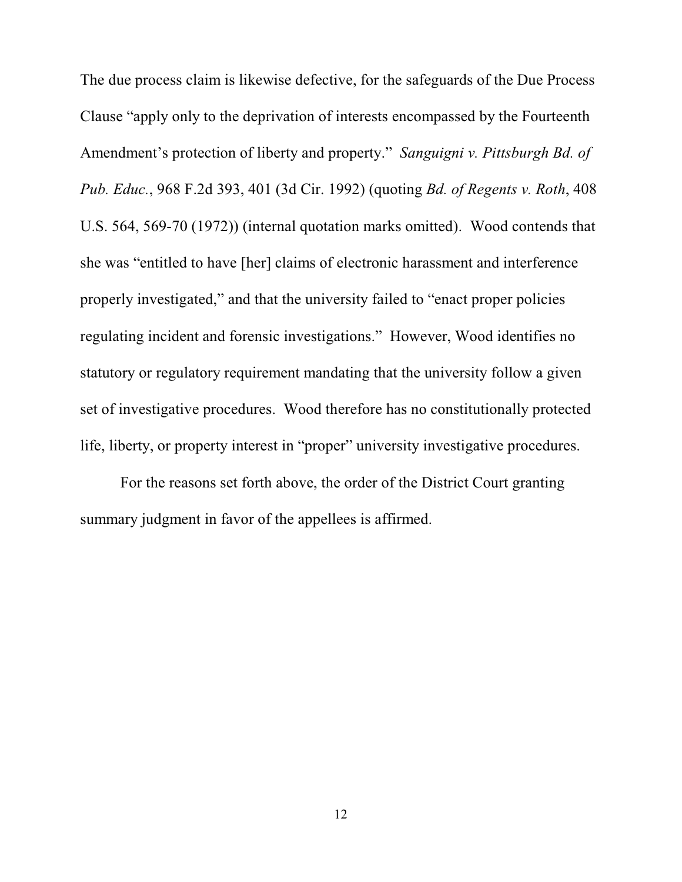The due process claim is likewise defective, for the safeguards of the Due Process Clause "apply only to the deprivation of interests encompassed by the Fourteenth Amendment's protection of liberty and property." *Sanguigni v. Pittsburgh Bd. of Pub. Educ.*, 968 F.2d 393, 401 (3d Cir. 1992) (quoting *Bd. of Regents v. Roth*, 408 U.S. 564, 569-70 (1972)) (internal quotation marks omitted). Wood contends that she was "entitled to have [her] claims of electronic harassment and interference properly investigated," and that the university failed to "enact proper policies regulating incident and forensic investigations." However, Wood identifies no statutory or regulatory requirement mandating that the university follow a given set of investigative procedures. Wood therefore has no constitutionally protected life, liberty, or property interest in "proper" university investigative procedures.

For the reasons set forth above, the order of the District Court granting summary judgment in favor of the appellees is affirmed.